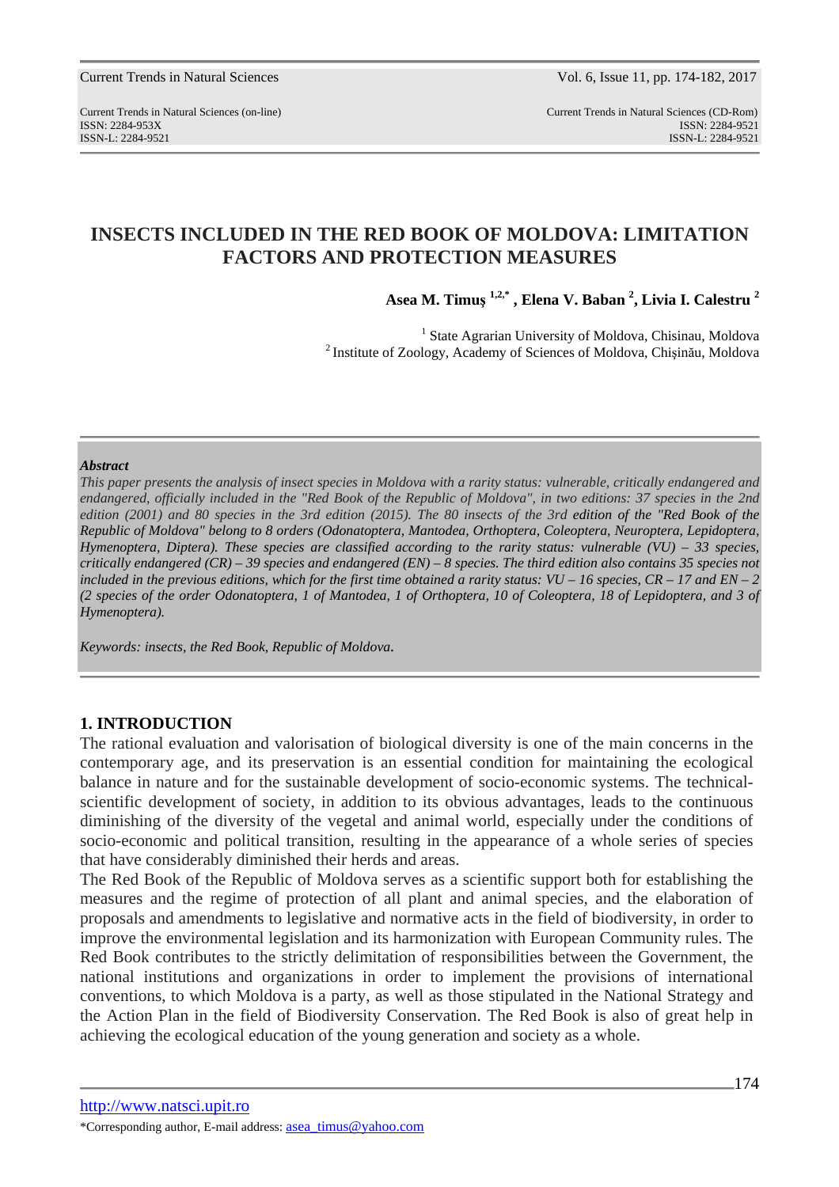# INSECTS INCLUDED IN THE RED BOOK OF MOLDOVA: LIMITATION FACTORS AND PROTECTION MEASURES

**Asea M. Timuş [1,2,*], Elena V. Baban [2], Livia I. Calestru [2]**

[1] State Agrarian University of Moldova, Chisinau, Moldova
[2] Institute of Zoology, Academy of Sciences of Moldova, Chişinău, Moldova

***Abstract***

*This paper presents the analysis of insect species in Moldova with a rarity status: vulnerable, critically endangered and endangered, officially included in the "Red Book of the Republic of Moldova", in two editions: 37 species in the 2nd edition (2001) and 80 species in the 3rd edition (2015). The 80 insects of the 3rd edition of the "Red Book of the Republic of Moldova" belong to 8 orders (Odonatoptera, Mantodea, Orthoptera, Coleoptera, Neuroptera, Lepidoptera, Hymenoptera, Diptera). These species are classified according to the rarity status: vulnerable (VU) – 33 species, critically endangered (CR) – 39 species and endangered (EN) – 8 species. The third edition also contains 35 species not included in the previous editions, which for the first time obtained a rarity status: VU – 16 species, CR – 17 and EN – 2 (2 species of the order Odonatoptera, 1 of Mantodea, 1 of Orthoptera, 10 of Coleoptera, 18 of Lepidoptera, and 3 of Hymenoptera).*

*Keywords: insects, the Red Book, Republic of Moldova.*

## 1. INTRODUCTION

The rational evaluation and valorisation of biological diversity is one of the main concerns in the contemporary age, and its preservation is an essential condition for maintaining the ecological balance in nature and for the sustainable development of socio-economic systems. The technical-scientific development of society, in addition to its obvious advantages, leads to the continuous diminishing of the diversity of the vegetal and animal world, especially under the conditions of socio-economic and political transition, resulting in the appearance of a whole series of species that have considerably diminished their herds and areas.

The Red Book of the Republic of Moldova serves as a scientific support both for establishing the measures and the regime of protection of all plant and animal species, and the elaboration of proposals and amendments to legislative and normative acts in the field of biodiversity, in order to improve the environmental legislation and its harmonization with European Community rules. The Red Book contributes to the strictly delimitation of responsibilities between the Government, the national institutions and organizations in order to implement the provisions of international conventions, to which Moldova is a party, as well as those stipulated in the National Strategy and the Action Plan in the field of Biodiversity Conservation. The Red Book is also of great help in achieving the ecological education of the young generation and society as a whole.

http://www.natsci.upit.ro

*Corresponding author, E-mail address: asea_timus@yahoo.com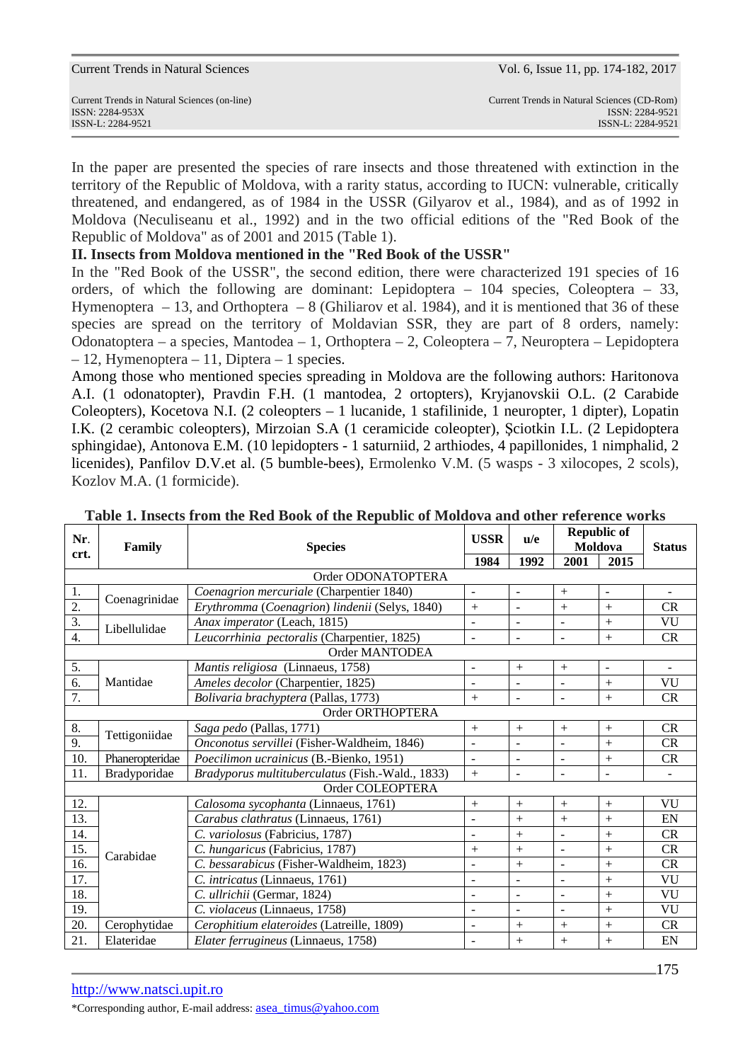In the paper are presented the species of rare insects and those threatened with extinction in the territory of the Republic of Moldova, with a rarity status, according to IUCN: vulnerable, critically threatened, and endangered, as of 1984 in the USSR (Gilyarov et al., 1984), and as of 1992 in Moldova (Neculiseanu et al., 1992) and in the two official editions of the "Red Book of the Republic of Moldova" as of 2001 and 2015 (Table 1).

## II. Insects from Moldova mentioned in the "Red Book of the USSR"

In the "Red Book of the USSR", the second edition, there were characterized 191 species of 16 orders, of which the following are dominant: Lepidoptera – 104 species, Coleoptera – 33, Hymenoptera – 13, and Orthoptera – 8 (Ghiliarov et al. 1984), and it is mentioned that 36 of these species are spread on the territory of Moldavian SSR, they are part of 8 orders, namely: Odonatoptera – a species, Mantodea – 1, Orthoptera – 2, Coleoptera – 7, Neuroptera – Lepidoptera – 12, Hymenoptera – 11, Diptera – 1 species.

Among those who mentioned species spreading in Moldova are the following authors: Haritonova A.I. (1 odonatopter), Pravdin F.H. (1 mantodea, 2 ortopters), Kryjanovskii O.L. (2 Carabide Coleopters), Kocetova N.I. (2 coleopters – 1 lucanide, 1 stafilinide, 1 neuropter, 1 dipter), Lopatin I.K. (2 cerambic coleopters), Mirzoian S.A (1 ceramicide coleopter), Șciotkin I.L. (2 Lepidoptera sphingidae), Antonova E.M. (10 lepidopters - 1 saturniid, 2 arthiodes, 4 papillonides, 1 nimphalid, 2 licenides), Panfilov D.V.et al. (5 bumble-bees), Ermolenko V.M. (5 wasps - 3 xilocopes, 2 scols), Kozlov M.A. (1 formicide).

**Table 1. Insects from the Red Book of the Republic of Moldova and other reference works**

| Nr. crt. | Family | Species | USSR | u/e | Republic of Moldova | | Status |
|---|---|---|---|---|---|---|---|
| | | | 1984 | 1992 | 2001 | 2015 | |
| | | Order ODONATOPTERA | | | | | |
| 1. | Coenagrinidae | *Coenagrion mercuriale* (Charpentier 1840) | - | - | + | - | - |
| 2. | | *Erythromma* (*Coenagrion*) *lindenii* (Selys, 1840) | + | - | + | + | CR |
| 3. | Libellulidae | *Anax imperator* (Leach, 1815) | - | - | - | + | VU |
| 4. | | *Leucorrhinia pectoralis* (Charpentier, 1825) | - | - | - | + | CR |
| | | Order MANTODEA | | | | | |
| 5. | Mantidae | *Mantis religiosa* (Linnaeus, 1758) | - | + | + | - | - |
| 6. | | *Ameles decolor* (Charpentier, 1825) | - | - | - | + | VU |
| 7. | | *Bolivaria brachyptera* (Pallas, 1773) | + | - | - | + | CR |
| | | Order ORTHOPTERA | | | | | |
| 8. | Tettigoniidae | *Saga pedo* (Pallas, 1771) | + | + | + | + | CR |
| 9. | | *Onconotus servillei* (Fisher-Waldheim, 1846) | - | - | - | + | CR |
| 10. | Phaneropteridae | *Poecilimon ucrainicus* (B.-Bienko, 1951) | - | - | - | + | CR |
| 11. | Bradyporidae | *Bradyporus multituberculatus* (Fish.-Wald., 1833) | + | - | - | - | - |
| | | Order COLEOPTERA | | | | | |
| 12. | Carabidae | *Calosoma sycophanta* (Linnaeus, 1761) | + | + | + | + | VU |
| 13. | | *Carabus clathratus* (Linnaeus, 1761) | - | + | + | + | EN |
| 14. | | *C. variolosus* (Fabricius, 1787) | - | + | - | + | CR |
| 15. | | *C. hungaricus* (Fabricius, 1787) | + | + | - | + | CR |
| 16. | | *C. bessarabicus* (Fisher-Waldheim, 1823) | - | + | - | + | CR |
| 17. | | *C. intricatus* (Linnaeus, 1761) | - | - | - | + | VU |
| 18. | | *C. ullrichii* (Germar, 1824) | - | - | - | + | VU |
| 19. | | *C. violaceus* (Linnaeus, 1758) | - | - | - | + | VU |
| 20. | Cerophytidae | *Cerophitium elateroides* (Latreille, 1809) | - | + | + | + | CR |
| 21. | Elateridae | *Elater ferrugineus* (Linnaeus, 1758) | - | + | + | + | EN |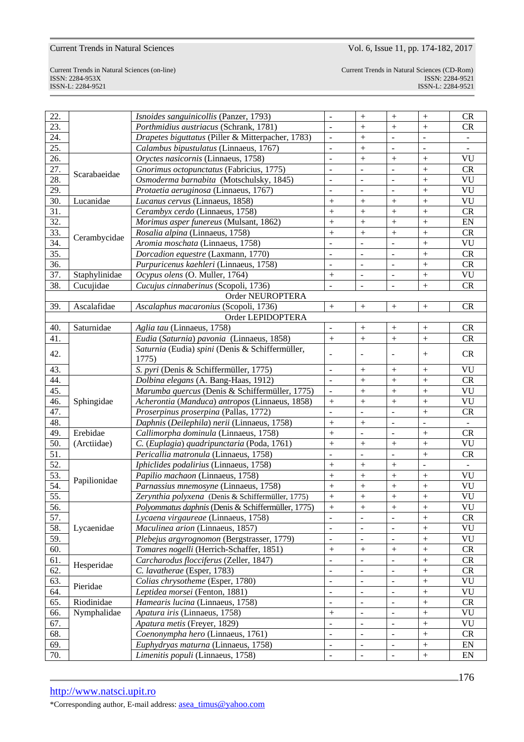| | | | | | | | |
|---|---|---|---|---|---|---|---|
| 22. | | *Isnoides sanguinicollis* (Panzer, 1793) | - | + | + | + | CR |
| 23. | | *Porthmidius austriacus* (Schrank, 1781) | - | + | + | + | CR |
| 24. | | *Drapetes biguttatus* (Piller & Mitterpacher, 1783) | - | + | - | - | - |
| 25. | | *Calambus bipustulatus* (Linnaeus, 1767) | - | + | - | - | - |
| 26. | Scarabaeidae | *Oryctes nasicornis* (Linnaeus, 1758) | - | + | + | + | VU |
| 27. | | *Gnorimus octopunctatus* (Fabricius, 1775) | - | - | - | + | CR |
| 28. | | *Osmoderma barnabita* (Motschulsky, 1845) | - | - | - | + | VU |
| 29. | | *Protaetia aeruginosa* (Linnaeus, 1767) | - | - | - | + | VU |
| 30. | Lucanidae | *Lucanus cervus* (Linnaeus, 1858) | + | + | + | + | VU |
| 31. | Cerambycidae | *Cerambyx cerdo* (Linnaeus, 1758) | + | + | + | + | CR |
| 32. | | *Morimus asper funereus* (Mulsant, 1862) | + | + | + | + | EN |
| 33. | | *Rosalia alpina* (Linnaeus, 1758) | + | + | + | + | CR |
| 34. | | *Aromia moschata* (Linnaeus, 1758) | - | - | - | + | VU |
| 35. | | *Dorcadion equestre* (Laxmann, 1770) | - | - | - | + | CR |
| 36. | | *Purpuricenus kaehleri* (Linnaeus, 1758) | - | - | - | + | CR |
| 37. | Staphylinidae | *Ocypus olens* (O. Muller, 1764) | + | - | - | + | VU |
| 38. | Cucujidae | *Cucujus cinnaberinus* (Scopoli, 1736) | - | - | - | + | CR |
| | | Order NEUROPTERA | | | | | |
| 39. | Ascalafidae | *Ascalaphus macaronius* (Scopoli, 1736) | + | + | + | + | CR |
| | | Order LEPIDOPTERA | | | | | |
| 40. | Saturnidae | *Aglia tau* (Linnaeus, 1758) | - | + | + | + | CR |
| 41. | | *Eudia (Saturnia) pavonia* (Linnaeus, 1858) | + | + | + | + | CR |
| 42. | | *Saturnia* (Eudia) *spini* (Denis & Schiffermüller, 1775) | - | - | - | + | CR |
| 43. | | *S. pyri* (Denis & Schiffermüller, 1775) | - | + | + | + | VU |
| 44. | Sphingidae | *Dolbina elegans* (A. Bang-Haas, 1912) | - | + | + | + | CR |
| 45. | | *Marumba quercus* (Denis & Schiffermüller, 1775) | - | + | + | + | VU |
| 46. | | *Acherontia (Manduca) antropos* (Linnaeus, 1858) | + | + | + | + | VU |
| 47. | | *Proserpinus proserpina* (Pallas, 1772) | - | - | - | + | CR |
| 48. | | *Daphnis (Deilephila) nerii* (Linnaeus, 1758) | + | + | - | - | - |
| 49. | Erebidae (Arctiidae) | *Callimorpha dominula* (Linnaeus, 1758) | + | - | - | + | CR |
| 50. | | *C. (Euplagia) quadripunctaria* (Poda, 1761) | + | + | + | + | VU |
| 51. | | *Pericallia matronula* (Linnaeus, 1758) | - | - | - | + | CR |
| 52. | Papilionidae | *Iphiclides podalirius* (Linnaeus, 1758) | + | + | + | - | - |
| 53. | | *Papilio machaon* (Linnaeus, 1758) | + | + | + | + | VU |
| 54. | | *Parnassius mnemosyne* (Linnaeus, 1758) | + | + | + | + | VU |
| 55. | | *Zerynthia polyxena* (Denis & Schiffermüller, 1775) | + | + | + | + | VU |
| 56. | Lycaenidae | *Polyommatus daphnis* (Denis & Schiffermüller, 1775) | + | + | + | + | VU |
| 57. | | *Lycaena virgaureae* (Linnaeus, 1758) | - | - | - | + | CR |
| 58. | | *Maculinea arion* (Linnaeus, 1857) | - | - | - | + | VU |
| 59. | | *Plebejus argyrognomon* (Bergstrasser, 1779) | - | - | - | + | VU |
| 60. | | *Tomares nogelli* (Herrich-Schaffer, 1851) | + | + | + | + | CR |
| 61. | Hesperidae | *Carcharodus flocciferus* (Zeller, 1847) | - | - | - | + | CR |
| 62. | | *C. lavatherae* (Esper, 1783) | - | - | - | + | CR |
| 63. | Pieridae | *Colias chrysotheme* (Esper, 1780) | - | - | - | + | VU |
| 64. | | *Leptidea morsei* (Fenton, 1881) | - | - | - | + | VU |
| 65. | Riodinidae | *Hamearis lucina* (Linnaeus, 1758) | - | - | - | + | CR |
| 66. | Nymphalidae | *Apatura iris* (Linnaeus, 1758) | + | - | - | + | VU |
| 67. | | *Apatura metis* (Freyer, 1829) | - | - | - | + | VU |
| 68. | | *Coenonympha hero* (Linnaeus, 1761) | - | - | - | + | CR |
| 69. | | *Euphydryas maturna* (Linnaeus, 1758) | - | - | - | + | EN |
| 70. | | *Limenitis populi* (Linnaeus, 1758) | - | - | - | + | EN |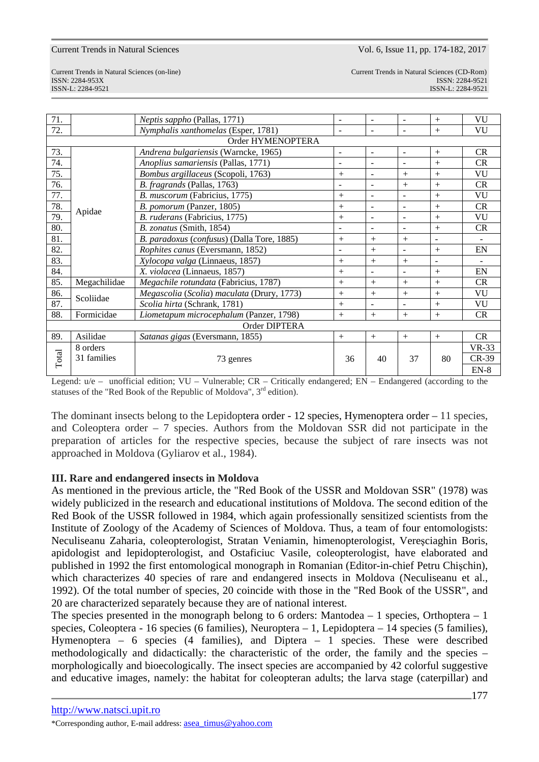| | | | | | | | |
|---|---|---|---|---|---|---|---|
| 71. | | *Neptis sappho* (Pallas, 1771) | - | - | - | + | VU |
| 72. | | *Nymphalis xanthomelas* (Esper, 1781) | - | - | - | + | VU |
| | | Order HYMENOPTERA | | | | | |
| 73. | Apidae | *Andrena bulgariensis* (Warncke, 1965) | - | - | - | + | CR |
| 74. | | *Anoplius samariensis* (Pallas, 1771) | - | - | - | + | CR |
| 75. | | *Bombus argillaceus* (Scopoli, 1763) | + | - | + | + | VU |
| 76. | | *B. fragrands* (Pallas, 1763) | - | - | + | + | CR |
| 77. | | *B. muscorum* (Fabricius, 1775) | + | - | - | + | VU |
| 78. | | *B. pomorum* (Panzer, 1805) | + | - | - | + | CR |
| 79. | | *B. ruderans* (Fabricius, 1775) | + | - | - | + | VU |
| 80. | | *B. zonatus* (Smith, 1854) | - | - | - | + | CR |
| 81. | | *B. paradoxus* (*confusus*) (Dalla Tore, 1885) | + | + | + | - | - |
| 82. | | *Rophites canus* (Eversmann, 1852) | - | + | - | + | EN |
| 83. | | *Xylocopa valga* (Linnaeus, 1857) | + | + | + | - | - |
| 84. | | *X. violacea* (Linnaeus, 1857) | + | - | - | + | EN |
| 85. | Megachilidae | *Megachile rotundata* (Fabricius, 1787) | + | + | + | + | CR |
| 86. | Scoliidae | *Megascolia* (*Scolia*) *maculata* (Drury, 1773) | + | + | + | + | VU |
| 87. | | *Scolia hirta* (Schrank, 1781) | + | - | - | + | VU |
| 88. | Formicidae | *Liometapum microcephalum* (Panzer, 1798) | + | + | + | + | CR |
| | | Order DIPTERA | | | | | |
| 89. | Asilidae | *Satanas gigas* (Eversmann, 1855) | + | + | + | + | CR |
| Total | 8 orders 31 families | 73 genres | 36 | 40 | 37 | 80 | VR-33 CR-39 EN-8 |

Legend: u/e – unofficial edition; VU – Vulnerable; CR – Critically endangered; EN – Endangered (according to the statuses of the "Red Book of the Republic of Moldova", 3rd edition).

The dominant insects belong to the Lepidoptera order - 12 species, Hymenoptera order – 11 species, and Coleoptera order – 7 species. Authors from the Moldovan SSR did not participate in the preparation of articles for the respective species, because the subject of rare insects was not approached in Moldova (Gyliarov et al., 1984).

## III. Rare and endangered insects in Moldova

As mentioned in the previous article, the "Red Book of the USSR and Moldovan SSR" (1978) was widely publicized in the research and educational institutions of Moldova. The second edition of the Red Book of the USSR followed in 1984, which again professionally sensitized scientists from the Institute of Zoology of the Academy of Sciences of Moldova. Thus, a team of four entomologists: Neculiseanu Zaharia, coleopterologist, Stratan Veniamin, himenopterologist, Vereşciaghin Boris, apidologist and lepidopterologist, and Ostaficiuc Vasile, coleopterologist, have elaborated and published in 1992 the first entomological monograph in Romanian (Editor-in-chief Petru Chişchin), which characterizes 40 species of rare and endangered insects in Moldova (Neculiseanu et al., 1992). Of the total number of species, 20 coincide with those in the "Red Book of the USSR", and 20 are characterized separately because they are of national interest.

The species presented in the monograph belong to 6 orders: Mantodea – 1 species, Orthoptera – 1 species, Coleoptera - 16 species (6 families), Neuroptera – 1, Lepidoptera – 14 species (5 families), Hymenoptera – 6 species (4 families), and Diptera – 1 species. These were described methodologically and didactically: the characteristic of the order, the family and the species – morphologically and bioecologically. The insect species are accompanied by 42 colorful suggestive and educative images, namely: the habitat for coleopteran adults; the larva stage (caterpillar) and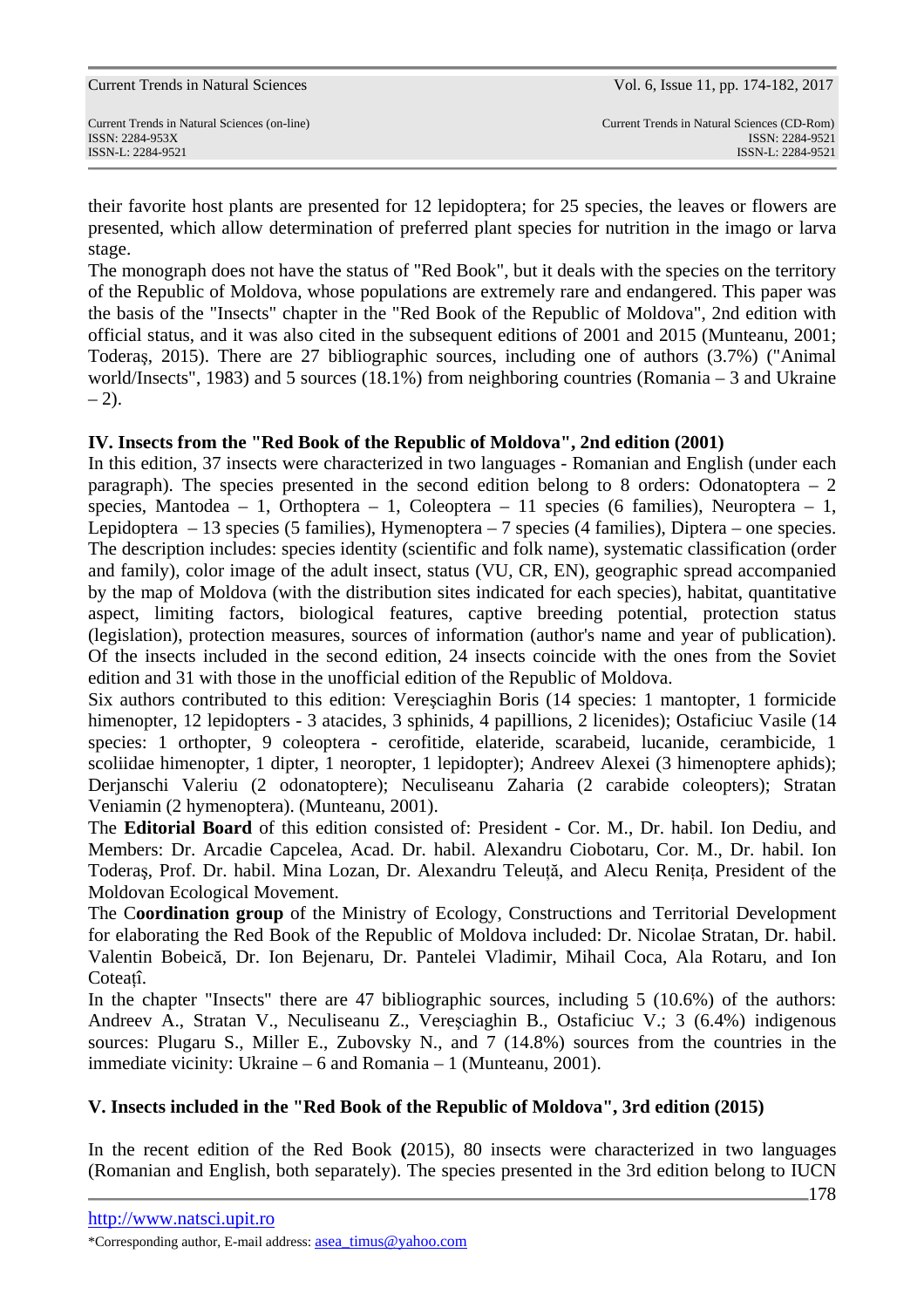their favorite host plants are presented for 12 lepidoptera; for 25 species, the leaves or flowers are presented, which allow determination of preferred plant species for nutrition in the imago or larva stage.

The monograph does not have the status of "Red Book", but it deals with the species on the territory of the Republic of Moldova, whose populations are extremely rare and endangered. This paper was the basis of the "Insects" chapter in the "Red Book of the Republic of Moldova", 2nd edition with official status, and it was also cited in the subsequent editions of 2001 and 2015 (Munteanu, 2001; Toderaş, 2015). There are 27 bibliographic sources, including one of authors (3.7%) ("Animal world/Insects", 1983) and 5 sources (18.1%) from neighboring countries (Romania – 3 and Ukraine – 2).

## IV. Insects from the "Red Book of the Republic of Moldova", 2nd edition (2001)

In this edition, 37 insects were characterized in two languages - Romanian and English (under each paragraph). The species presented in the second edition belong to 8 orders: Odonatoptera – 2 species, Mantodea – 1, Orthoptera – 1, Coleoptera – 11 species (6 families), Neuroptera – 1, Lepidoptera – 13 species (5 families), Hymenoptera – 7 species (4 families), Diptera – one species. The description includes: species identity (scientific and folk name), systematic classification (order and family), color image of the adult insect, status (VU, CR, EN), geographic spread accompanied by the map of Moldova (with the distribution sites indicated for each species), habitat, quantitative aspect, limiting factors, biological features, captive breeding potential, protection status (legislation), protection measures, sources of information (author's name and year of publication). Of the insects included in the second edition, 24 insects coincide with the ones from the Soviet edition and 31 with those in the unofficial edition of the Republic of Moldova.

Six authors contributed to this edition: Vereşciaghin Boris (14 species: 1 mantopter, 1 formicide himenopter, 12 lepidopters - 3 atacides, 3 sphinids, 4 papillions, 2 licenides); Ostaficiuc Vasile (14 species: 1 orthopter, 9 coleoptera - cerofitide, elateride, scarabeid, lucanide, cerambicide, 1 scoliidae himenopter, 1 dipter, 1 neoropter, 1 lepidopter); Andreev Alexei (3 himenoptere aphids); Derjanschi Valeriu (2 odonatoptere); Neculiseanu Zaharia (2 carabide coleopters); Stratan Veniamin (2 hymenoptera). (Munteanu, 2001).

The **Editorial Board** of this edition consisted of: President - Cor. M., Dr. habil. Ion Dediu, and Members: Dr. Arcadie Capcelea, Acad. Dr. habil. Alexandru Ciobotaru, Cor. M., Dr. habil. Ion Toderaş, Prof. Dr. habil. Mina Lozan, Dr. Alexandru Teleuță, and Alecu Renița, President of the Moldovan Ecological Movement.

The C**oordination group** of the Ministry of Ecology, Constructions and Territorial Development for elaborating the Red Book of the Republic of Moldova included: Dr. Nicolae Stratan, Dr. habil. Valentin Bobeică, Dr. Ion Bejenaru, Dr. Pantelei Vladimir, Mihail Coca, Ala Rotaru, and Ion Coteațî.

In the chapter "Insects" there are 47 bibliographic sources, including 5 (10.6%) of the authors: Andreev A., Stratan V., Neculiseanu Z., Vereşciaghin B., Ostaficiuc V.; 3 (6.4%) indigenous sources: Plugaru S., Miller E., Zubovsky N., and 7 (14.8%) sources from the countries in the immediate vicinity: Ukraine – 6 and Romania – 1 (Munteanu, 2001).

## V. Insects included in the "Red Book of the Republic of Moldova", 3rd edition (2015)

In the recent edition of the Red Book **(**2015), 80 insects were characterized in two languages (Romanian and English, both separately). The species presented in the 3rd edition belong to IUCN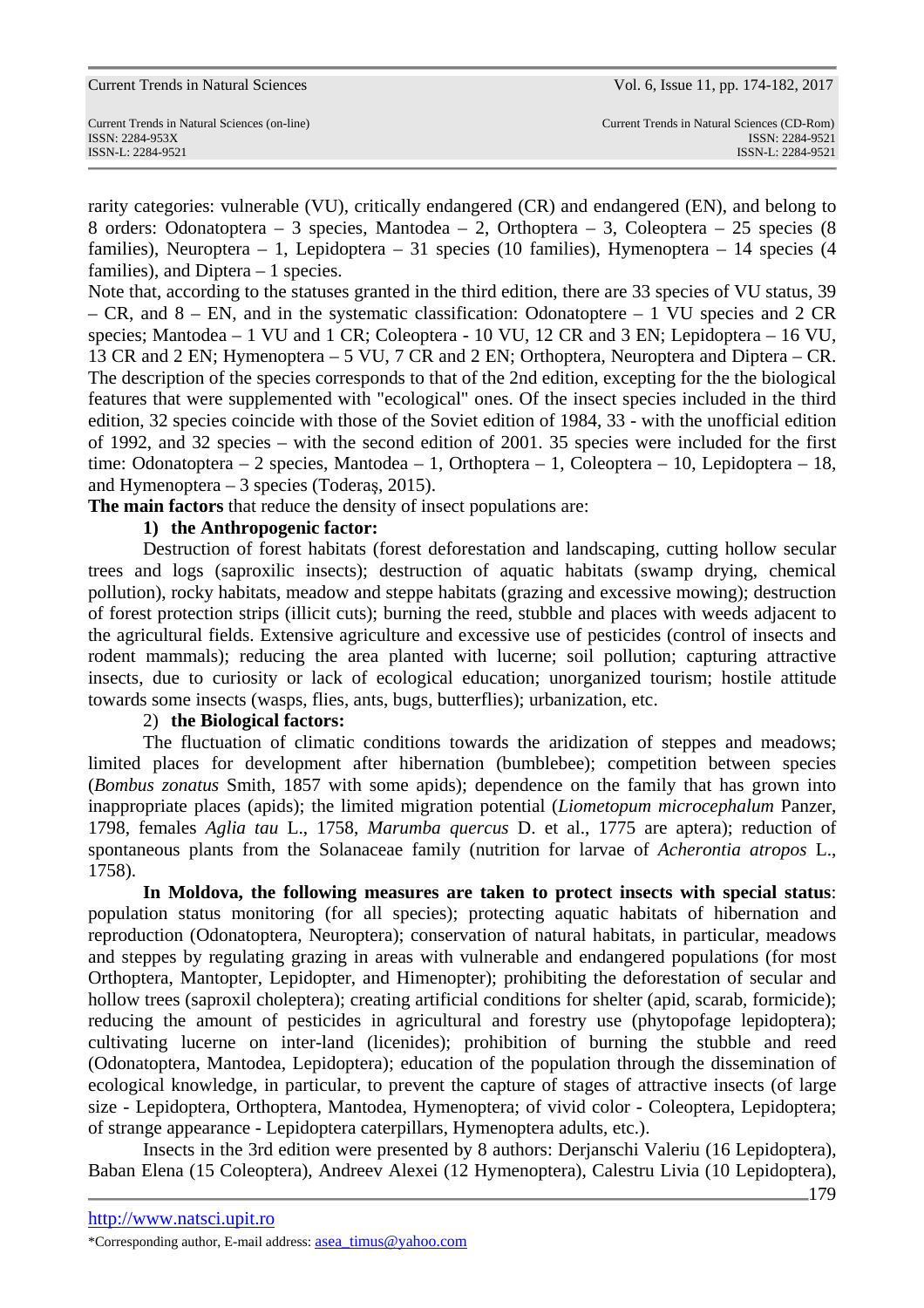rarity categories: vulnerable (VU), critically endangered (CR) and endangered (EN), and belong to 8 orders: Odonatoptera – 3 species, Mantodea – 2, Orthoptera – 3, Coleoptera – 25 species (8 families), Neuroptera – 1, Lepidoptera – 31 species (10 families), Hymenoptera – 14 species (4 families), and Diptera – 1 species.
Note that, according to the statuses granted in the third edition, there are 33 species of VU status, 39 – CR, and 8 – EN, and in the systematic classification: Odonatoptere – 1 VU species and 2 CR species; Mantodea – 1 VU and 1 CR; Coleoptera - 10 VU, 12 CR and 3 EN; Lepidoptera – 16 VU, 13 CR and 2 EN; Hymenoptera – 5 VU, 7 CR and 2 EN; Orthoptera, Neuroptera and Diptera – CR. The description of the species corresponds to that of the 2nd edition, excepting for the the biological features that were supplemented with "ecological" ones. Of the insect species included in the third edition, 32 species coincide with those of the Soviet edition of 1984, 33 - with the unofficial edition of 1992, and 32 species – with the second edition of 2001. 35 species were included for the first time: Odonatoptera – 2 species, Mantodea – 1, Orthoptera – 1, Coleoptera – 10, Lepidoptera – 18, and Hymenoptera – 3 species (Toderaş, 2015).
**The main factors** that reduce the density of insect populations are:

**1) the Anthropogenic factor:**

Destruction of forest habitats (forest deforestation and landscaping, cutting hollow secular trees and logs (saproxilic insects); destruction of aquatic habitats (swamp drying, chemical pollution), rocky habitats, meadow and steppe habitats (grazing and excessive mowing); destruction of forest protection strips (illicit cuts); burning the reed, stubble and places with weeds adjacent to the agricultural fields. Extensive agriculture and excessive use of pesticides (control of insects and rodent mammals); reducing the area planted with lucerne; soil pollution; capturing attractive insects, due to curiosity or lack of ecological education; unorganized tourism; hostile attitude towards some insects (wasps, flies, ants, bugs, butterflies); urbanization, etc.

2) **the Biological factors:**

The fluctuation of climatic conditions towards the aridization of steppes and meadows; limited places for development after hibernation (bumblebee); competition between species (*Bombus zonatus* Smith, 1857 with some apids); dependence on the family that has grown into inappropriate places (apids); the limited migration potential (*Liometopum microcephalum* Panzer, 1798, females *Aglia tau* L., 1758, *Marumba quercus* D. et al., 1775 are aptera); reduction of spontaneous plants from the Solanaceae family (nutrition for larvae of *Acherontia atropos* L., 1758).

**In Moldova, the following measures are taken to protect insects with special status**: population status monitoring (for all species); protecting aquatic habitats of hibernation and reproduction (Odonatoptera, Neuroptera); conservation of natural habitats, in particular, meadows and steppes by regulating grazing in areas with vulnerable and endangered populations (for most Orthoptera, Mantopter, Lepidopter, and Himenopter); prohibiting the deforestation of secular and hollow trees (saproxil choleptera); creating artificial conditions for shelter (apid, scarab, formicide); reducing the amount of pesticides in agricultural and forestry use (phytopofage lepidoptera); cultivating lucerne on inter-land (licenides); prohibition of burning the stubble and reed (Odonatoptera, Mantodea, Lepidoptera); education of the population through the dissemination of ecological knowledge, in particular, to prevent the capture of stages of attractive insects (of large size - Lepidoptera, Orthoptera, Mantodea, Hymenoptera; of vivid color - Coleoptera, Lepidoptera; of strange appearance - Lepidoptera caterpillars, Hymenoptera adults, etc.).

Insects in the 3rd edition were presented by 8 authors: Derjanschi Valeriu (16 Lepidoptera), Baban Elena (15 Coleoptera), Andreev Alexei (12 Hymenoptera), Calestru Livia (10 Lepidoptera),

http://www.natsci.upit.ro

*Corresponding author, E-mail address: asea_timus@yahoo.com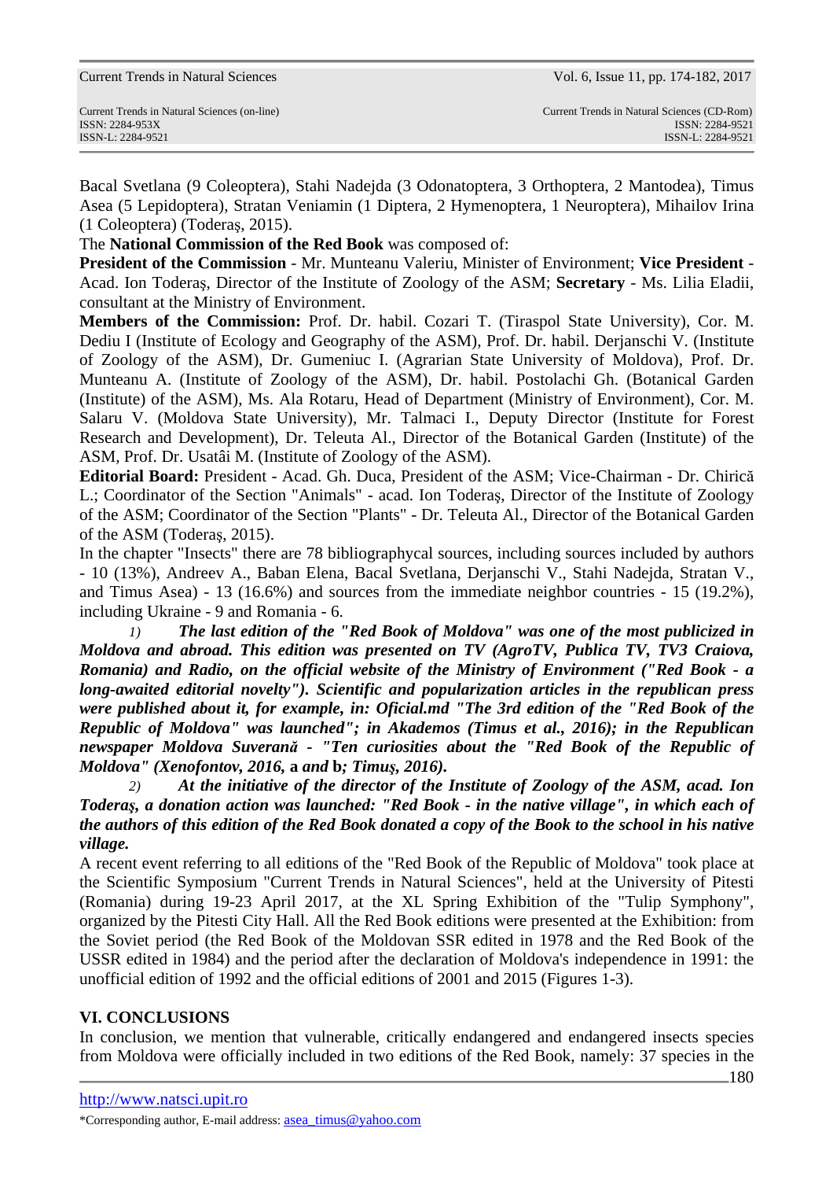Bacal Svetlana (9 Coleoptera), Stahi Nadejda (3 Odonatoptera, 3 Orthoptera, 2 Mantodea), Timus Asea (5 Lepidoptera), Stratan Veniamin (1 Diptera, 2 Hymenoptera, 1 Neuroptera), Mihailov Irina (1 Coleoptera) (Toderaş, 2015).

The **National Commission of the Red Book** was composed of:

**President of the Commission** - Mr. Munteanu Valeriu, Minister of Environment; **Vice President** - Acad. Ion Toderaş, Director of the Institute of Zoology of the ASM; **Secretary** - Ms. Lilia Eladii, consultant at the Ministry of Environment.

**Members of the Commission:** Prof. Dr. habil. Cozari T. (Tiraspol State University), Cor. M. Dediu I (Institute of Ecology and Geography of the ASM), Prof. Dr. habil. Derjanschi V. (Institute of Zoology of the ASM), Dr. Gumeniuc I. (Agrarian State University of Moldova), Prof. Dr. Munteanu A. (Institute of Zoology of the ASM), Dr. habil. Postolachi Gh. (Botanical Garden (Institute) of the ASM), Ms. Ala Rotaru, Head of Department (Ministry of Environment), Cor. M. Salaru V. (Moldova State University), Mr. Talmaci I., Deputy Director (Institute for Forest Research and Development), Dr. Teleuta Al., Director of the Botanical Garden (Institute) of the ASM, Prof. Dr. Usatâi M. (Institute of Zoology of the ASM).

**Editorial Board:** President - Acad. Gh. Duca, President of the ASM; Vice-Chairman - Dr. Chirică L.; Coordinator of the Section "Animals" - acad. Ion Toderaş, Director of the Institute of Zoology of the ASM; Coordinator of the Section "Plants" - Dr. Teleuta Al., Director of the Botanical Garden of the ASM (Toderaş, 2015).

In the chapter "Insects" there are 78 bibliographycal sources, including sources included by authors - 10 (13%), Andreev A., Baban Elena, Bacal Svetlana, Derjanschi V., Stahi Nadejda, Stratan V., and Timus Asea) - 13 (16.6%) and sources from the immediate neighbor countries - 15 (19.2%), including Ukraine - 9 and Romania - 6.

1) ***The last edition of the "Red Book of Moldova" was one of the most publicized in Moldova and abroad. This edition was presented on TV (AgroTV, Publica TV, TV3 Craiova, Romania) and Radio, on the official website of the Ministry of Environment ("Red Book - a long-awaited editorial novelty"). Scientific and popularization articles in the republican press were published about it, for example, in: Oficial.md "The 3rd edition of the "Red Book of the Republic of Moldova" was launched"; in Akademos (Timus et al., 2016); in the Republican newspaper Moldova Suverană - "Ten curiosities about the "Red Book of the Republic of Moldova" (Xenofontov, 2016,*** **a** ***and*** **b*****; Timuş, 2016).***

2) ***At the initiative of the director of the Institute of Zoology of the ASM, acad. Ion Toderaş, a donation action was launched: "Red Book - in the native village", in which each of the authors of this edition of the Red Book donated a copy of the Book to the school in his native village.***

A recent event referring to all editions of the "Red Book of the Republic of Moldova" took place at the Scientific Symposium "Current Trends in Natural Sciences", held at the University of Pitesti (Romania) during 19-23 April 2017, at the XL Spring Exhibition of the "Tulip Symphony", organized by the Pitesti City Hall. All the Red Book editions were presented at the Exhibition: from the Soviet period (the Red Book of the Moldovan SSR edited in 1978 and the Red Book of the USSR edited in 1984) and the period after the declaration of Moldova's independence in 1991: the unofficial edition of 1992 and the official editions of 2001 and 2015 (Figures 1-3).

## VI. CONCLUSIONS

In conclusion, we mention that vulnerable, critically endangered and endangered insects species from Moldova were officially included in two editions of the Red Book, namely: 37 species in the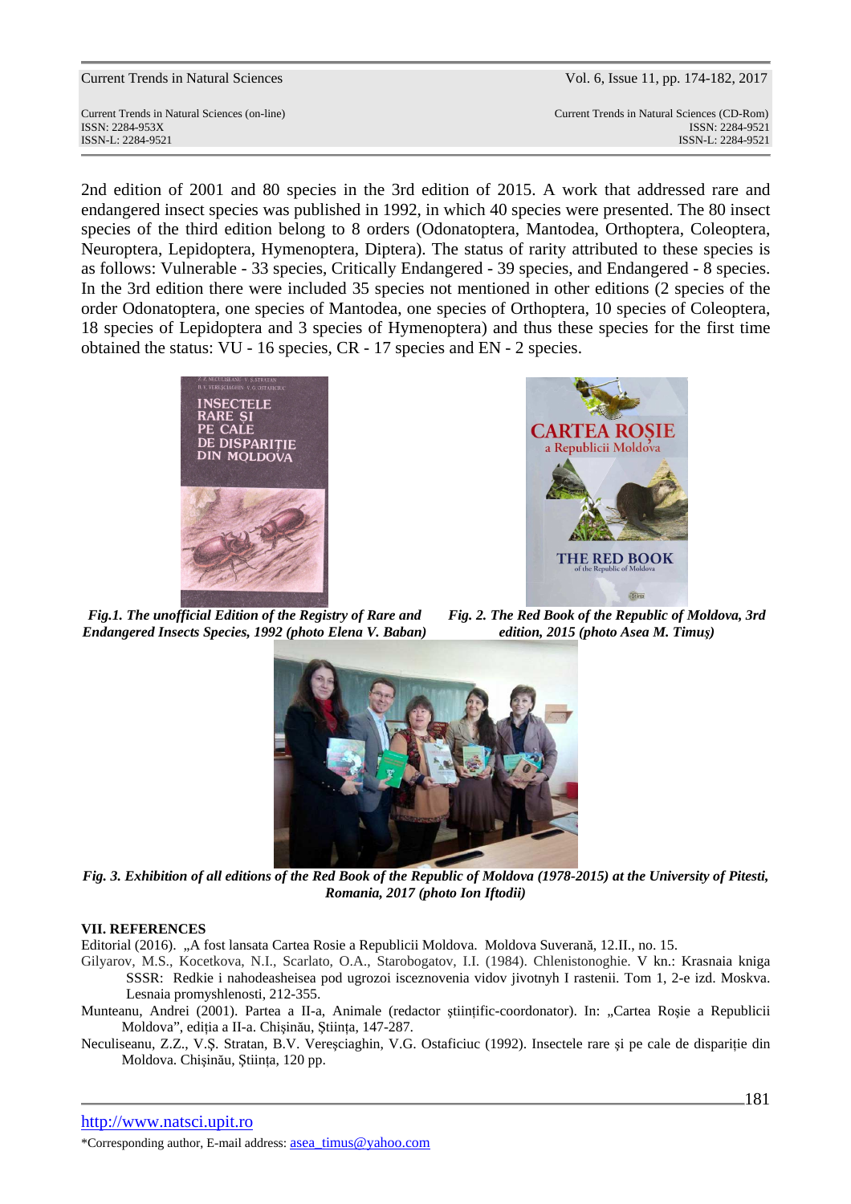2nd edition of 2001 and 80 species in the 3rd edition of 2015. A work that addressed rare and endangered insect species was published in 1992, in which 40 species were presented. The 80 insect species of the third edition belong to 8 orders (Odonatoptera, Mantodea, Orthoptera, Coleoptera, Neuroptera, Lepidoptera, Hymenoptera, Diptera). The status of rarity attributed to these species is as follows: Vulnerable - 33 species, Critically Endangered - 39 species, and Endangered - 8 species. In the 3rd edition there were included 35 species not mentioned in other editions (2 species of the order Odonatoptera, one species of Mantodea, one species of Orthoptera, 10 species of Coleoptera, 18 species of Lepidoptera and 3 species of Hymenoptera) and thus these species for the first time obtained the status: VU - 16 species, CR - 17 species and EN - 2 species.

***Fig.1. The unofficial Edition of the Registry of Rare and Endangered Insects Species, 1992 (photo Elena V. Baban)***

***Fig. 2. The Red Book of the Republic of Moldova, 3rd edition, 2015 (photo Asea M. Timuş)***

***Fig. 3. Exhibition of all editions of the Red Book of the Republic of Moldova (1978-2015) at the University of Pitesti, Romania, 2017 (photo Ion Iftodii)***

## VII. REFERENCES

Editorial (2016). „A fost lansata Cartea Rosie a Republicii Moldova. Moldova Suverană, 12.II., no. 15.

Gilyarov, M.S., Kocetkova, N.I., Scarlato, O.A., Starobogatov, I.I. (1984). Chlenistonoghie. V kn.: Krasnaia kniga SSSR: Redkie i nahodeasheisea pod ugrozoi isceznovenia vidov jivotnyh I rastenii. Tom 1, 2-e izd. Moskva. Lesnaia promyshlenosti, 212-355.

Munteanu, Andrei (2001). Partea a II-a, Animale (redactor ştiinţific-coordonator). In: „Cartea Roşie a Republicii Moldova", ediţia a II-a. Chişinău, Ştiinţa, 147-287.

Neculiseanu, Z.Z., V.Ş. Stratan, B.V. Vereşciaghin, V.G. Ostaficiuc (1992). Insectele rare şi pe cale de dispariţie din Moldova. Chişinău, Ştiinţa, 120 pp.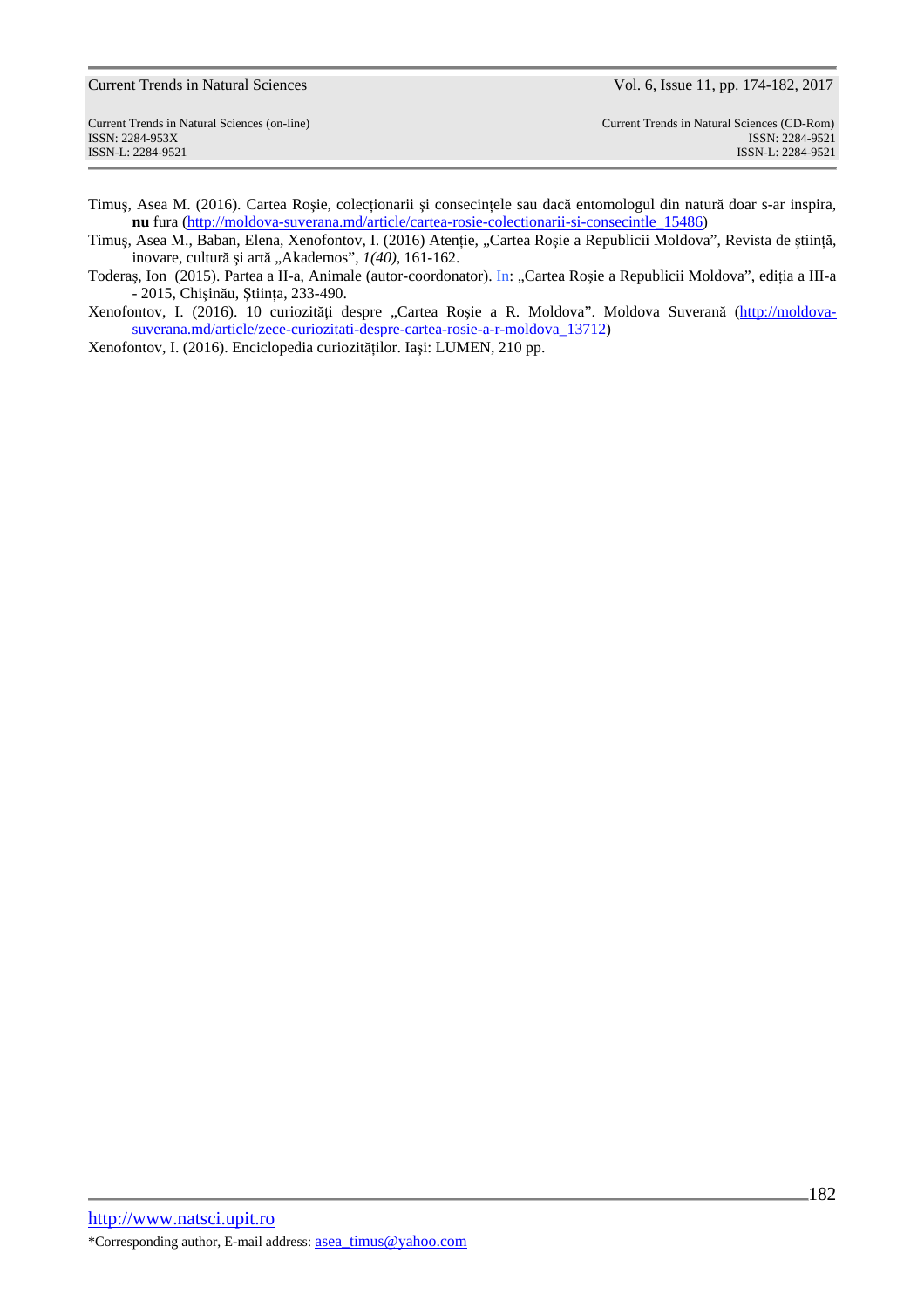Timuş, Asea M. (2016). Cartea Roşie, colecționarii şi consecințele sau dacă entomologul din natură doar s-ar inspira, **nu** fura (http://moldova-suverana.md/article/cartea-rosie-colectionarii-si-consecintle_15486)

Timuş, Asea M., Baban, Elena, Xenofontov, I. (2016) Atenție, „Cartea Roşie a Republicii Moldova", Revista de ştiință, inovare, cultură şi artă „Akademos", *1(40)*, 161-162.

Toderaş, Ion (2015). Partea a II-a, Animale (autor-coordonator). In: „Cartea Roşie a Republicii Moldova", ediția a III-a - 2015, Chişinău, Ştiința, 233-490.

Xenofontov, I. (2016). 10 curiozități despre „Cartea Roşie a R. Moldova". Moldova Suverană (http://moldova-suverana.md/article/zece-curiozitati-despre-cartea-rosie-a-r-moldova_13712)

Xenofontov, I. (2016). Enciclopedia curiozităților. Iaşi: LUMEN, 210 pp.

http://www.natsci.upit.ro

*Corresponding author, E-mail address: asea_timus@yahoo.com